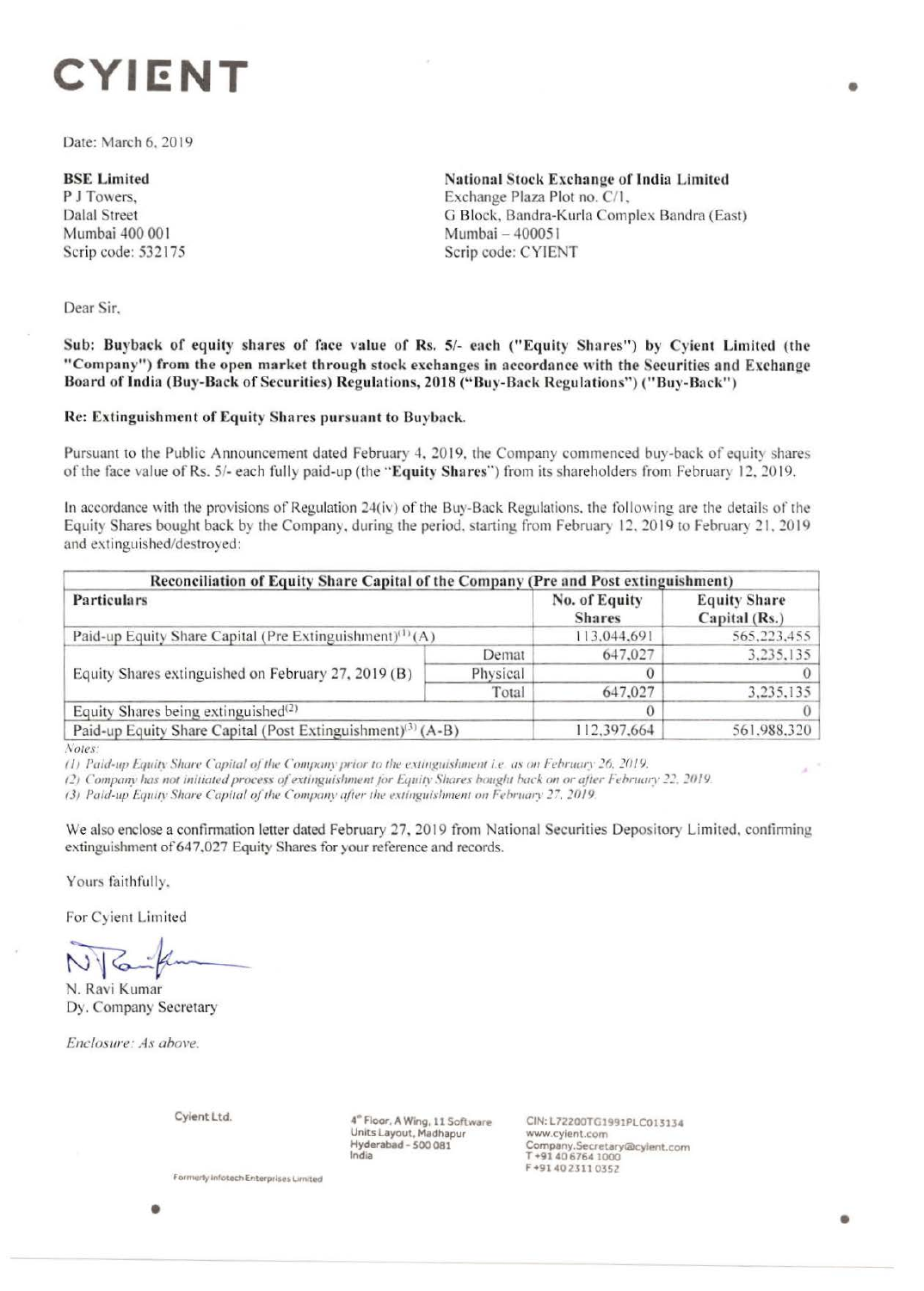# CYIENT

Date: March 6, 2019

**BSE Limited**
P J Towers,
Dalal Street
Mumbai 400 001
Scrip code: 532175

**National Stock Exchange of India Limited**
Exchange Plaza Plot no. C/1,
G Block, Bandra-Kurla Complex Bandra (East)
Mumbai – 400051
Scrip code: CYIENT

Dear Sir,

**Sub: Buyback of equity shares of face value of Rs. 5/- each ("Equity Shares") by Cyient Limited (the "Company") from the open market through stock exchanges in accordance with the Securities and Exchange Board of India (Buy-Back of Securities) Regulations, 2018 ("Buy-Back Regulations") ("Buy-Back")**

**Re: Extinguishment of Equity Shares pursuant to Buyback.**

Pursuant to the Public Announcement dated February 4, 2019, the Company commenced buy-back of equity shares of the face value of Rs. 5/- each fully paid-up (the "**Equity Shares**") from its shareholders from February 12, 2019.

In accordance with the provisions of Regulation 24(iv) of the Buy-Back Regulations, the following are the details of the Equity Shares bought back by the Company, during the period, starting from February 12, 2019 to February 21, 2019 and extinguished/destroyed:

| **Reconciliation of Equity Share Capital of the Company (Pre and Post extinguishment)** | | | |
|---|---|---|---|
| **Particulars** | | **No. of Equity Shares** | **Equity Share Capital (Rs.)** |
| Paid-up Equity Share Capital (Pre Extinguishment)[1] (A) | | 113,044,691 | 565,223,455 |
| Equity Shares extinguished on February 27, 2019 (B) | Demat | 647,027 | 3,235,135 |
| | Physical | 0 | 0 |
| | Total | 647,027 | 3,235,135 |
| Equity Shares being extinguished[2] | | 0 | 0 |
| Paid-up Equity Share Capital (Post Extinguishment)[3] (A-B) | | 112,397,664 | 561,988,320 |

*Notes:*

*(1) Paid-up Equity Share Capital of the Company prior to the extinguishment i.e. as on February 26, 2019.*

*(2) Company has not initiated process of extinguishment for Equity Shares bought back on or after February 22, 2019.*

*(3) Paid-up Equity Share Capital of the Company after the extinguishment on February 27, 2019.*

We also enclose a confirmation letter dated February 27, 2019 from National Securities Depository Limited, confirming extinguishment of 647,027 Equity Shares for your reference and records.

Yours faithfully,

For Cyient Limited

N. Ravi Kumar
Dy. Company Secretary

*Enclosure: As above.*

Cyient Ltd.

4th Floor, A Wing, 11 Software Units Layout, Madhapur
Hyderabad - 500 081
India

CIN: L72200TG1991PLC013134
www.cyient.com
Company.Secretary@cyient.com
T +91 40 6764 1000
F +91 40 2311 0352

Formerly Infotech Enterprises Limited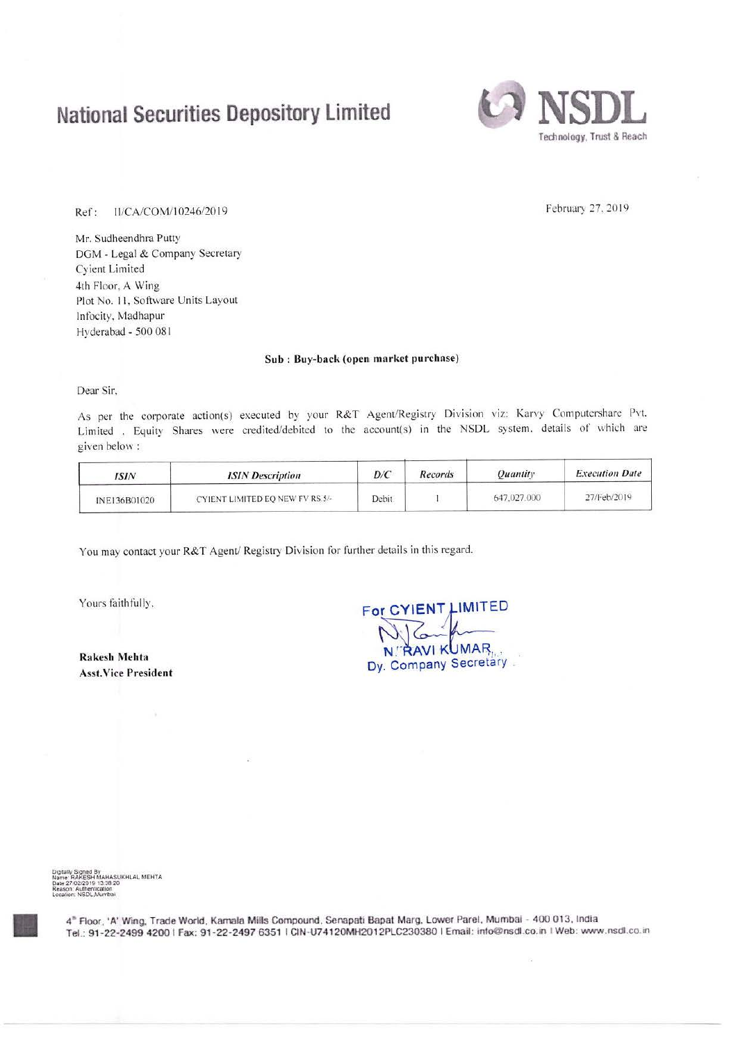# National Securities Depository Limited

NSDL
Technology, Trust & Reach

Ref: II/CA/COM/10246/2019

February 27, 2019

Mr. Sudheendhra Putty
DGM - Legal & Company Secretary
Cyient Limited
4th Floor, A Wing
Plot No. 11, Software Units Layout
Infocity, Madhapur
Hyderabad - 500 081

**Sub : Buy-back (open market purchase)**

Dear Sir,

As per the corporate action(s) executed by your R&T Agent/Registry Division viz: Karvy Computershare Pvt. Limited , Equity Shares were credited/debited to the account(s) in the NSDL system, details of which are given below :

| *ISIN* | *ISIN Description* | *D/C* | *Records* | *Quantity* | *Execution Date* |
|---|---|---|---|---|---|
| INE136B01020 | CYIENT LIMITED EQ NEW FV RS.5/- | Debit | 1 | 647,027.000 | 27/Feb/2019 |

You may contact your R&T Agent/ Registry Division for further details in this regard.

Yours faithfully,

**Rakesh Mehta**
**Asst.Vice President**

For CYIENT LIMITED
N. RAVI KUMAR
Dy. Company Secretary

Digitally Signed By
Name: RAKESH MAHASUKHLAL MEHTA
Date 27/02/2019 13:38:20
Reason: Authentication
Location: NSDL,Mumbai

4th Floor, 'A' Wing, Trade World, Kamala Mills Compound, Senapati Bapat Marg, Lower Parel, Mumbai - 400 013, India
Tel.: 91-22-2499 4200 | Fax: 91-22-2497 6351 | CIN-U74120MH2012PLC230380 | Email: info@nsdl.co.in | Web: www.nsdl.co.in